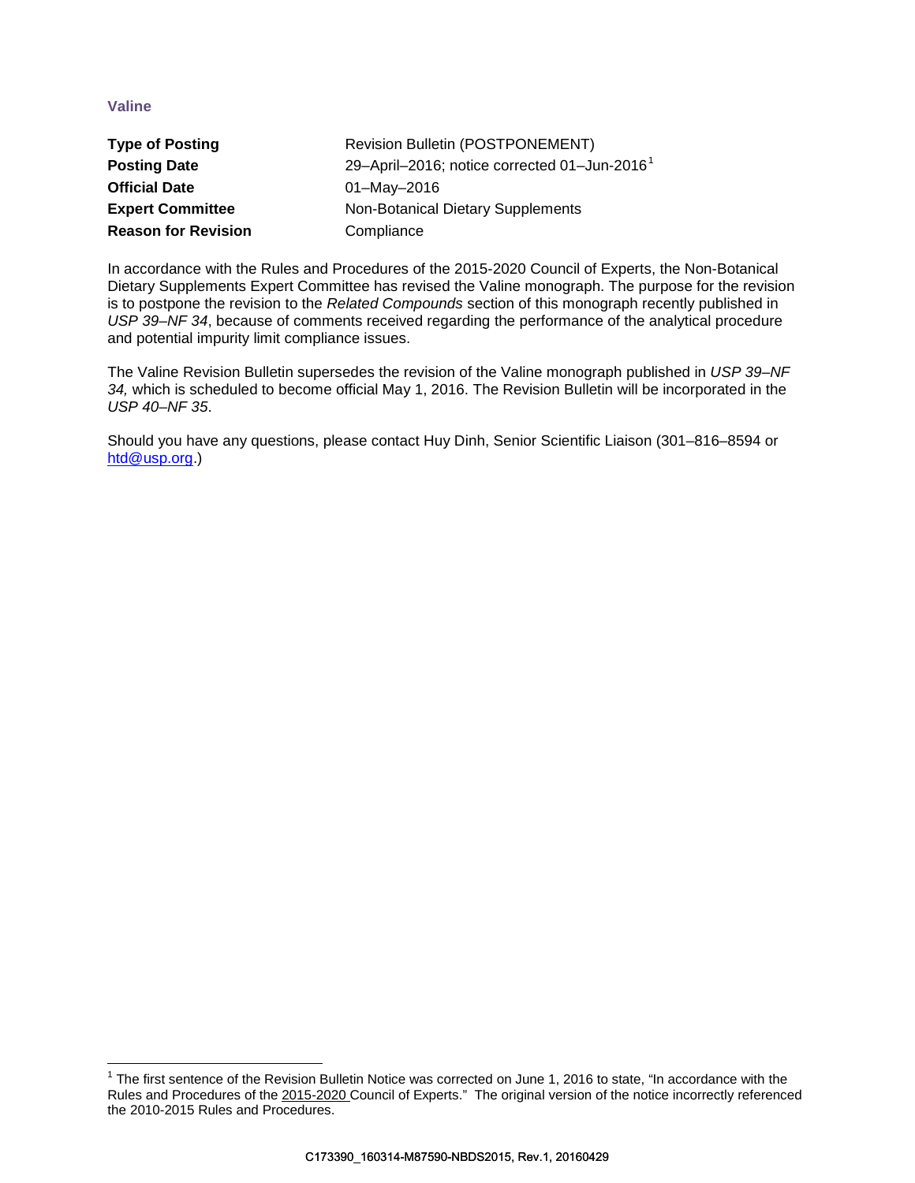## Valine

| | |
|---|---|
| **Type of Posting** | Revision Bulletin (POSTPONEMENT) |
| **Posting Date** | 29–April–2016; notice corrected 01–Jun-2016[1] |
| **Official Date** | 01–May–2016 |
| **Expert Committee** | Non-Botanical Dietary Supplements |
| **Reason for Revision** | Compliance |

In accordance with the Rules and Procedures of the 2015-2020 Council of Experts, the Non-Botanical Dietary Supplements Expert Committee has revised the Valine monograph. The purpose for the revision is to postpone the revision to the *Related Compounds* section of this monograph recently published in *USP 39–NF 34*, because of comments received regarding the performance of the analytical procedure and potential impurity limit compliance issues.

The Valine Revision Bulletin supersedes the revision of the Valine monograph published in *USP 39–NF 34,* which is scheduled to become official May 1, 2016. The Revision Bulletin will be incorporated in the *USP 40–NF 35*.

Should you have any questions, please contact Huy Dinh, Senior Scientific Liaison (301–816–8594 or htd@usp.org.)

---

[1] The first sentence of the Revision Bulletin Notice was corrected on June 1, 2016 to state, "In accordance with the Rules and Procedures of the 2015-2020 Council of Experts." The original version of the notice incorrectly referenced the 2010-2015 Rules and Procedures.

C173390_160314-M87590-NBDS2015, Rev.1, 20160429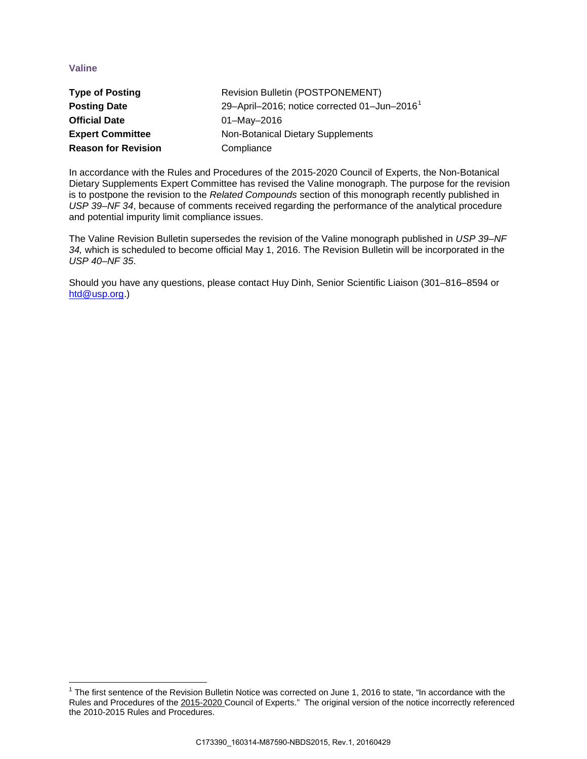## Valine

| | |
|---|---|
| **Type of Posting** | Revision Bulletin (POSTPONEMENT) |
| **Posting Date** | 29–April–2016; notice corrected 01–Jun–2016[1] |
| **Official Date** | 01–May–2016 |
| **Expert Committee** | Non-Botanical Dietary Supplements |
| **Reason for Revision** | Compliance |

In accordance with the Rules and Procedures of the 2015-2020 Council of Experts, the Non-Botanical Dietary Supplements Expert Committee has revised the Valine monograph. The purpose for the revision is to postpone the revision to the *Related Compounds* section of this monograph recently published in *USP 39–NF 34*, because of comments received regarding the performance of the analytical procedure and potential impurity limit compliance issues.

The Valine Revision Bulletin supersedes the revision of the Valine monograph published in *USP 39–NF 34,* which is scheduled to become official May 1, 2016. The Revision Bulletin will be incorporated in the *USP 40–NF 35*.

Should you have any questions, please contact Huy Dinh, Senior Scientific Liaison (301–816–8594 or htd@usp.org.)

[1] The first sentence of the Revision Bulletin Notice was corrected on June 1, 2016 to state, "In accordance with the Rules and Procedures of the 2015-2020 Council of Experts." The original version of the notice incorrectly referenced the 2010-2015 Rules and Procedures.

C173390_160314-M87590-NBDS2015, Rev.1, 20160429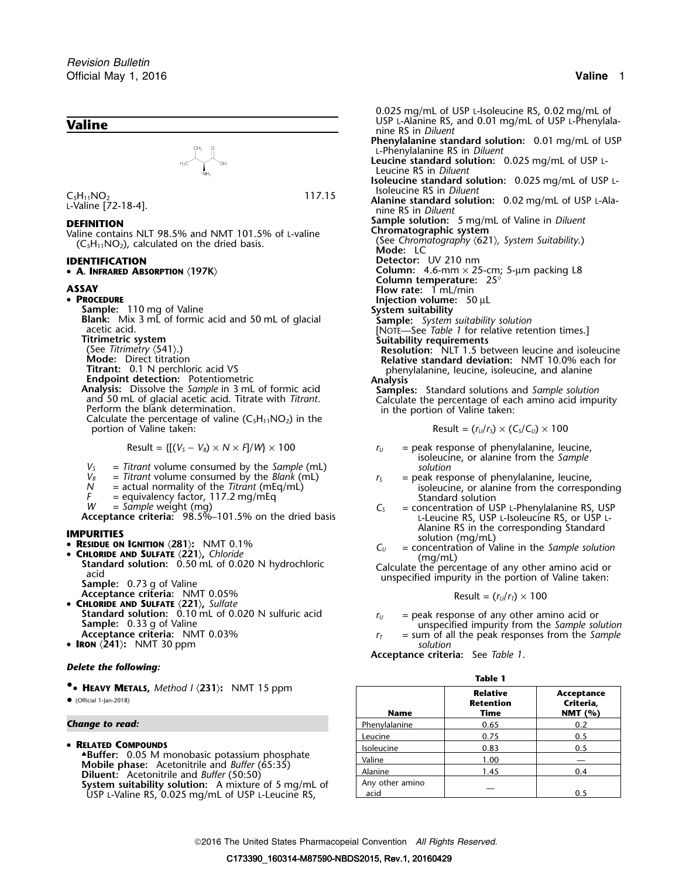# Valine

$C_5H_{11}NO_2$ 117.15

L-Valine [72-18-4].

## DEFINITION

Valine contains NLT 98.5% and NMT 101.5% of L-valine ($C_5H_{11}NO_2$), calculated on the dried basis.

## IDENTIFICATION

- **A. Infrared Absorption ⟨197K⟩**

## ASSAY

- **Procedure**

**Sample:** 110 mg of Valine

**Blank:** Mix 3 mL of formic acid and 50 mL of glacial acetic acid.

**Titrimetric system**

(See *Titrimetry* ⟨541⟩.)

**Mode:** Direct titration

**Titrant:** 0.1 N perchloric acid VS

**Endpoint detection:** Potentiometric

**Analysis:** Dissolve the *Sample* in 3 mL of formic acid and 50 mL of glacial acetic acid. Titrate with *Titrant*. Perform the blank determination.

Calculate the percentage of valine ($C_5H_{11}NO_2$) in the portion of Valine taken:

$$\text{Result} = \{[(V_S - V_B) \times N \times F]/W\} \times 100$$

$V_S$ = *Titrant* volume consumed by the *Sample* (mL)

$V_B$ = *Titrant* volume consumed by the *Blank* (mL)

$N$ = actual normality of the *Titrant* (mEq/mL)

$F$ = equivalency factor, 117.2 mg/mEq

$W$ = *Sample* weight (mg)

**Acceptance criteria:** 98.5%–101.5% on the dried basis

## IMPURITIES

- **Residue on Ignition ⟨281⟩:** NMT 0.1%
- **Chloride and Sulfate ⟨221⟩,** *Chloride*

**Standard solution:** 0.50 mL of 0.020 N hydrochloric acid

**Sample:** 0.73 g of Valine

**Acceptance criteria:** NMT 0.05%

- **Chloride and Sulfate ⟨221⟩,** *Sulfate*

**Standard solution:** 0.10 mL of 0.020 N sulfuric acid

**Sample:** 0.33 g of Valine

**Acceptance criteria:** NMT 0.03%

- **Iron ⟨241⟩:** NMT 30 ppm

***Delete the following:***

- •**Heavy Metals,** *Method I* ⟨231⟩: NMT 15 ppm
- • (Official 1-Jan-2018)

***Change to read:***

- **Related Compounds**

▲**Buffer:** 0.05 M monobasic potassium phosphate

**Mobile phase:** Acetonitrile and *Buffer* (65:35)

**Diluent:** Acetonitrile and *Buffer* (50:50)

**System suitability solution:** A mixture of 5 mg/mL of USP L-Valine RS, 0.025 mg/mL of USP L-Leucine RS, 0.025 mg/mL of USP L-Isoleucine RS, 0.02 mg/mL of USP L-Alanine RS, and 0.01 mg/mL of USP L-Phenylalanine RS in *Diluent*

**Phenylalanine standard solution:** 0.01 mg/mL of USP L-Phenylalanine RS in *Diluent*

**Leucine standard solution:** 0.025 mg/mL of USP L-Leucine RS in *Diluent*

**Isoleucine standard solution:** 0.025 mg/mL of USP L-Isoleucine RS in *Diluent*

**Alanine standard solution:** 0.02 mg/mL of USP L-Alanine RS in *Diluent*

**Sample solution:** 5 mg/mL of Valine in *Diluent*

**Chromatographic system**

(See *Chromatography* ⟨621⟩, *System Suitability*.)

**Mode:** LC

**Detector:** UV 210 nm

**Column:** 4.6-mm × 25-cm; 5-µm packing L8

**Column temperature:** 25°

**Flow rate:** 1 mL/min

**Injection volume:** 50 µL

**System suitability**

**Sample:** *System suitability solution*

[Note—See *Table 1* for relative retention times.]

**Suitability requirements**

**Resolution:** NLT 1.5 between leucine and isoleucine

**Relative standard deviation:** NMT 10.0% each for phenylalanine, leucine, isoleucine, and alanine

**Analysis**

**Samples:** Standard solutions and *Sample solution*

Calculate the percentage of each amino acid impurity in the portion of Valine taken:

$$\text{Result} = (r_U/r_S) \times (C_S/C_U) \times 100$$

$r_U$ = peak response of phenylalanine, leucine, isoleucine, or alanine from the *Sample solution*

$r_S$ = peak response of phenylalanine, leucine, isoleucine, or alanine from the corresponding Standard solution

$C_S$ = concentration of USP L-Phenylalanine RS, USP L-Leucine RS, USP L-Isoleucine RS, or USP L-Alanine RS in the corresponding Standard solution (mg/mL)

$C_U$ = concentration of Valine in the *Sample solution* (mg/mL)

Calculate the percentage of any other amino acid or unspecified impurity in the portion of Valine taken:

$$\text{Result} = (r_U/r_T) \times 100$$

$r_U$ = peak response of any other amino acid or unspecified impurity from the *Sample solution*

$r_T$ = sum of all the peak responses from the *Sample solution*

**Acceptance criteria:** See *Table 1*.

**Table 1**

| Name | Relative Retention Time | Acceptance Criteria, NMT (%) |
|---|---|---|
| Phenylalanine | 0.65 | 0.2 |
| Leucine | 0.75 | 0.5 |
| Isoleucine | 0.83 | 0.5 |
| Valine | 1.00 | — |
| Alanine | 1.45 | 0.4 |
| Any other amino acid | — | 0.5 |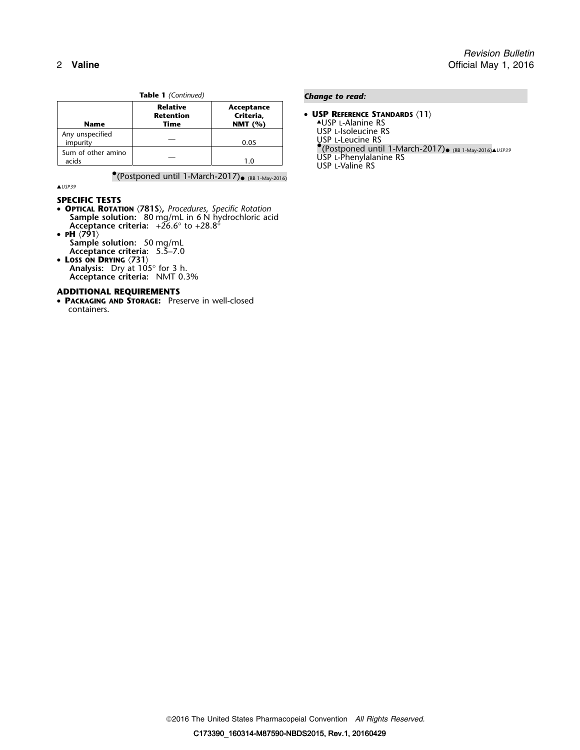**Table 1** *(Continued)*

| Name | Relative Retention Time | Acceptance Criteria, NMT (%) |
|---|---|---|
| Any unspecified impurity | — | 0.05 |
| Sum of other amino acids | — | 1.0 |

•(Postponed until 1-March-2017)● (RB 1-May-2016)

▲USP39

## SPECIFIC TESTS

- **OPTICAL ROTATION** ⟨781S⟩**,** *Procedures, Specific Rotation*
  - **Sample solution:** 80 mg/mL in 6 N hydrochloric acid
  - **Acceptance criteria:** +26.6° to +28.8°
- **PH** ⟨791⟩
  - **Sample solution:** 50 mg/mL
  - **Acceptance criteria:** 5.5–7.0
- **LOSS ON DRYING** ⟨731⟩
  - **Analysis:** Dry at 105° for 3 h.
  - **Acceptance criteria:** NMT 0.3%

## ADDITIONAL REQUIREMENTS

- **PACKAGING AND STORAGE:** Preserve in well-closed containers.

*Change to read:*

- **USP REFERENCE STANDARDS** ⟨11⟩
  - ▲USP L-Alanine RS
  - USP L-Isoleucine RS
  - USP L-Leucine RS
  - •(Postponed until 1-March-2017)● (RB 1-May-2016)▲USP39
  - USP L-Phenylalanine RS
  - USP L-Valine RS